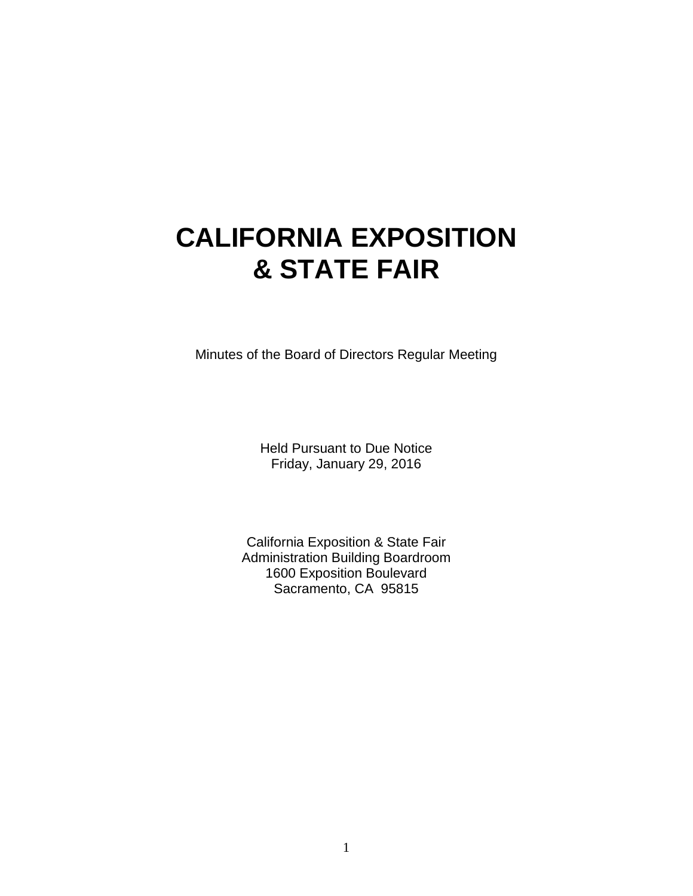# CALIFORNIA EXPOSITION & STATE FAIR

Minutes of the Board of Directors Regular Meeting

Held Pursuant to Due Notice
Friday, January 29, 2016

California Exposition & State Fair
Administration Building Boardroom
1600 Exposition Boulevard
Sacramento, CA 95815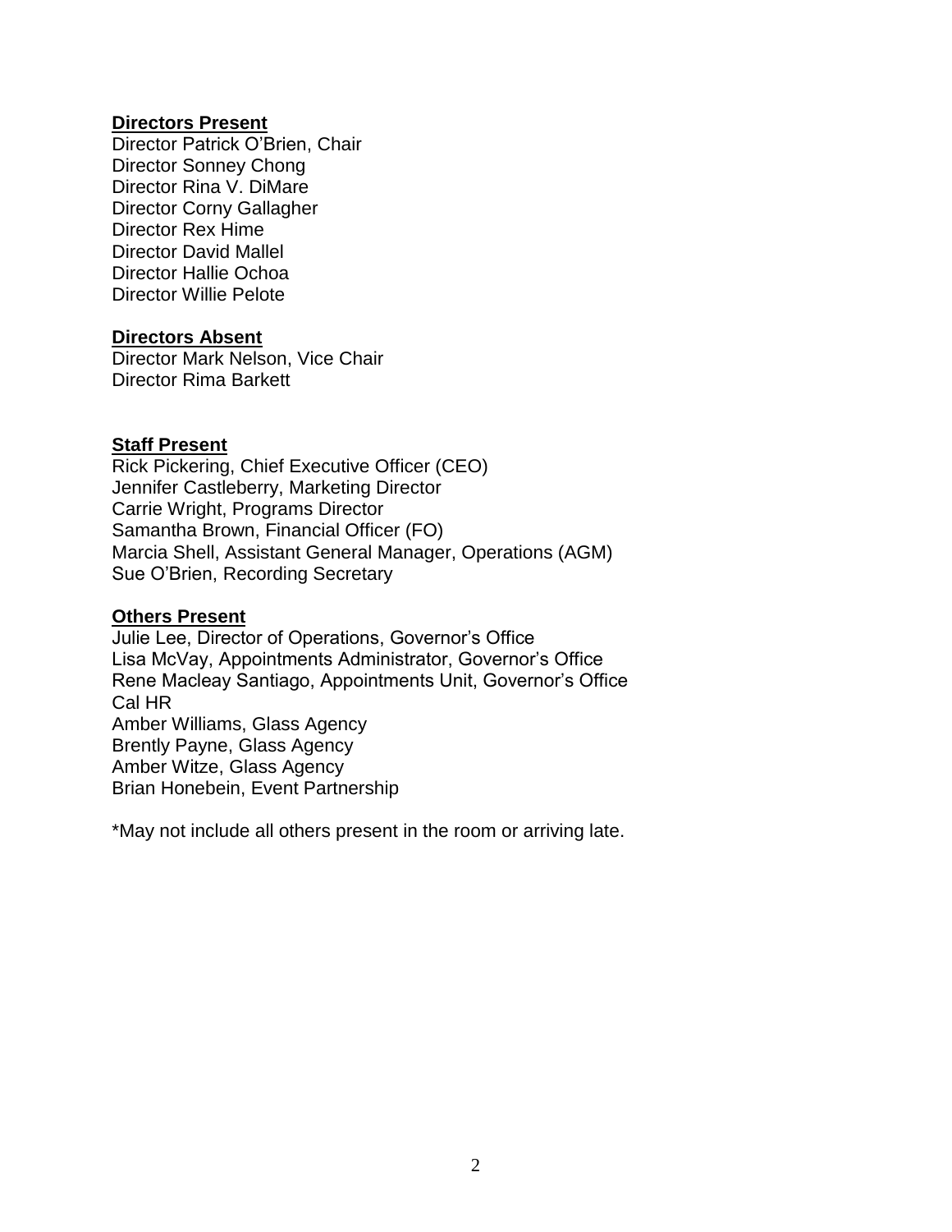**Directors Present**

Director Patrick O'Brien, Chair
Director Sonney Chong
Director Rina V. DiMare
Director Corny Gallagher
Director Rex Hime
Director David Mallel
Director Hallie Ochoa
Director Willie Pelote

**Directors Absent**

Director Mark Nelson, Vice Chair
Director Rima Barkett

**Staff Present**

Rick Pickering, Chief Executive Officer (CEO)
Jennifer Castleberry, Marketing Director
Carrie Wright, Programs Director
Samantha Brown, Financial Officer (FO)
Marcia Shell, Assistant General Manager, Operations (AGM)
Sue O'Brien, Recording Secretary

**Others Present**

Julie Lee, Director of Operations, Governor's Office
Lisa McVay, Appointments Administrator, Governor's Office
Rene Macleay Santiago, Appointments Unit, Governor's Office
Cal HR
Amber Williams, Glass Agency
Brently Payne, Glass Agency
Amber Witze, Glass Agency
Brian Honebein, Event Partnership

*May not include all others present in the room or arriving late.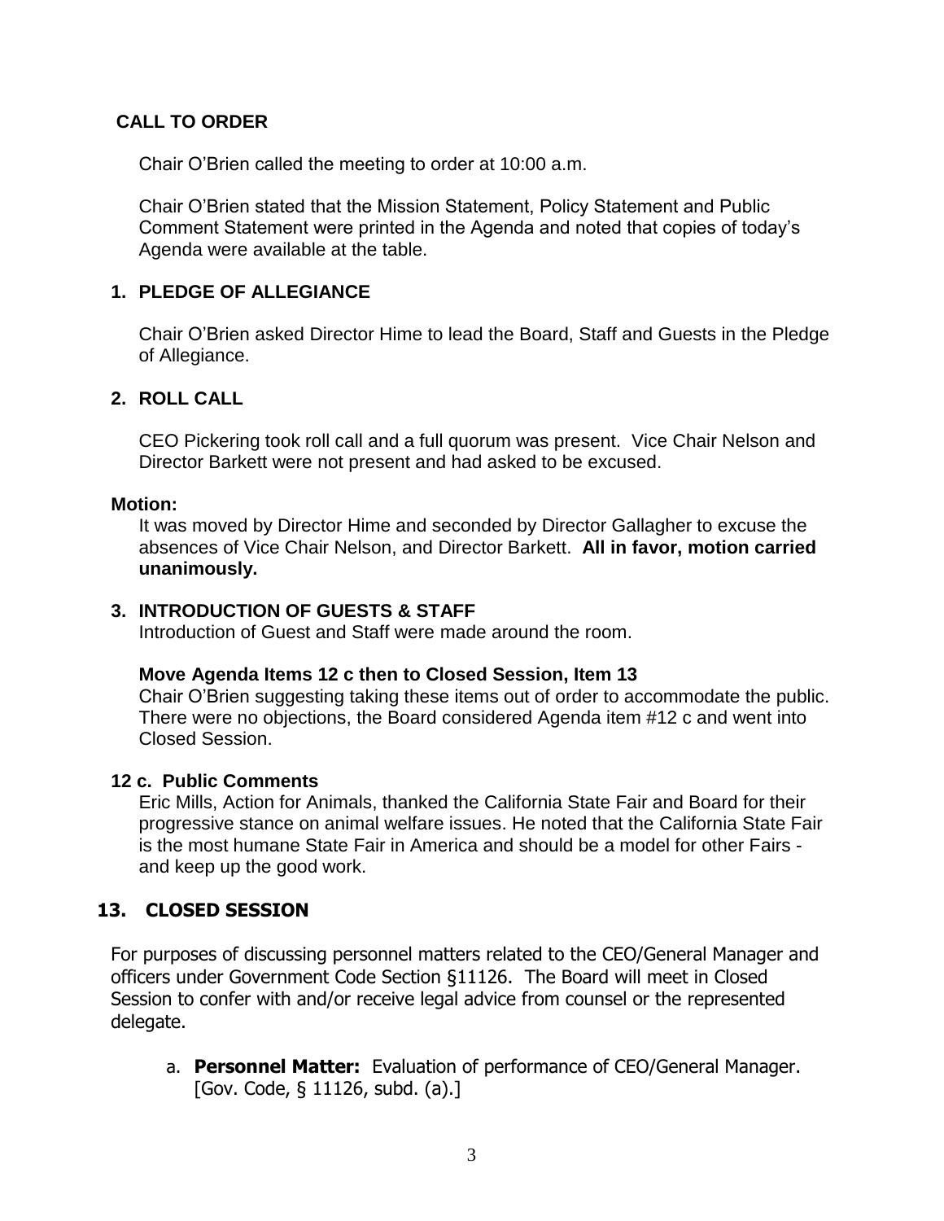## CALL TO ORDER

Chair O'Brien called the meeting to order at 10:00 a.m.

Chair O'Brien stated that the Mission Statement, Policy Statement and Public Comment Statement were printed in the Agenda and noted that copies of today's Agenda were available at the table.

## 1. PLEDGE OF ALLEGIANCE

Chair O'Brien asked Director Hime to lead the Board, Staff and Guests in the Pledge of Allegiance.

## 2. ROLL CALL

CEO Pickering took roll call and a full quorum was present. Vice Chair Nelson and Director Barkett were not present and had asked to be excused.

**Motion:**

It was moved by Director Hime and seconded by Director Gallagher to excuse the absences of Vice Chair Nelson, and Director Barkett. **All in favor, motion carried unanimously.**

## 3. INTRODUCTION OF GUESTS & STAFF

Introduction of Guest and Staff were made around the room.

**Move Agenda Items 12 c then to Closed Session, Item 13**

Chair O'Brien suggesting taking these items out of order to accommodate the public. There were no objections, the Board considered Agenda item #12 c and went into Closed Session.

**12 c. Public Comments**

Eric Mills, Action for Animals, thanked the California State Fair and Board for their progressive stance on animal welfare issues. He noted that the California State Fair is the most humane State Fair in America and should be a model for other Fairs - and keep up the good work.

## 13. CLOSED SESSION

For purposes of discussing personnel matters related to the CEO/General Manager and officers under Government Code Section §11126. The Board will meet in Closed Session to confer with and/or receive legal advice from counsel or the represented delegate.

a. **Personnel Matter:** Evaluation of performance of CEO/General Manager. [Gov. Code, § 11126, subd. (a).]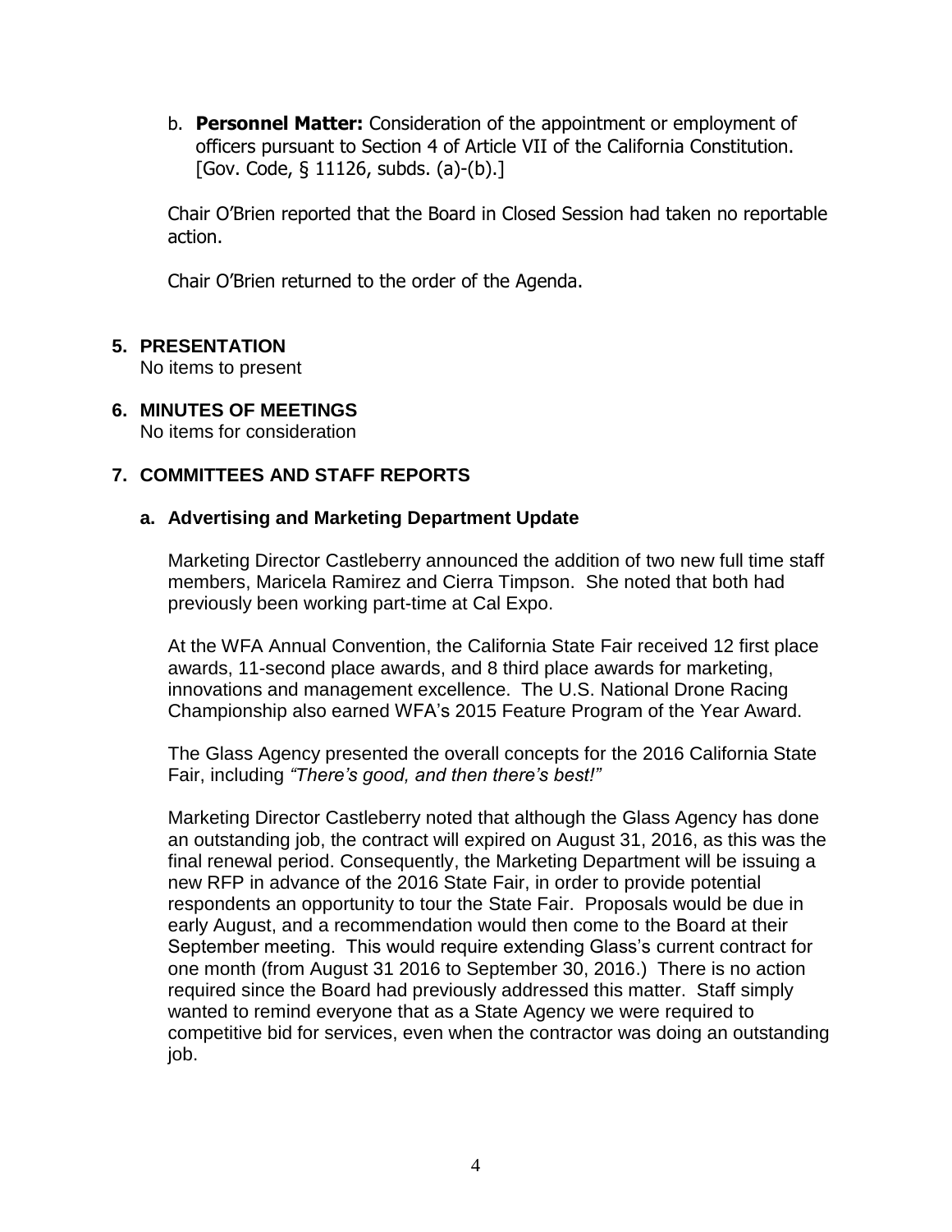b. **Personnel Matter:** Consideration of the appointment or employment of officers pursuant to Section 4 of Article VII of the California Constitution. [Gov. Code, § 11126, subds. (a)-(b).]

Chair O'Brien reported that the Board in Closed Session had taken no reportable action.

Chair O'Brien returned to the order of the Agenda.

## 5. PRESENTATION

No items to present

## 6. MINUTES OF MEETINGS

No items for consideration

## 7. COMMITTEES AND STAFF REPORTS

### a. Advertising and Marketing Department Update

Marketing Director Castleberry announced the addition of two new full time staff members, Maricela Ramirez and Cierra Timpson. She noted that both had previously been working part-time at Cal Expo.

At the WFA Annual Convention, the California State Fair received 12 first place awards, 11-second place awards, and 8 third place awards for marketing, innovations and management excellence. The U.S. National Drone Racing Championship also earned WFA's 2015 Feature Program of the Year Award.

The Glass Agency presented the overall concepts for the 2016 California State Fair, including *"There's good, and then there's best!"*

Marketing Director Castleberry noted that although the Glass Agency has done an outstanding job, the contract will expired on August 31, 2016, as this was the final renewal period. Consequently, the Marketing Department will be issuing a new RFP in advance of the 2016 State Fair, in order to provide potential respondents an opportunity to tour the State Fair. Proposals would be due in early August, and a recommendation would then come to the Board at their September meeting. This would require extending Glass's current contract for one month (from August 31 2016 to September 30, 2016.) There is no action required since the Board had previously addressed this matter. Staff simply wanted to remind everyone that as a State Agency we were required to competitive bid for services, even when the contractor was doing an outstanding job.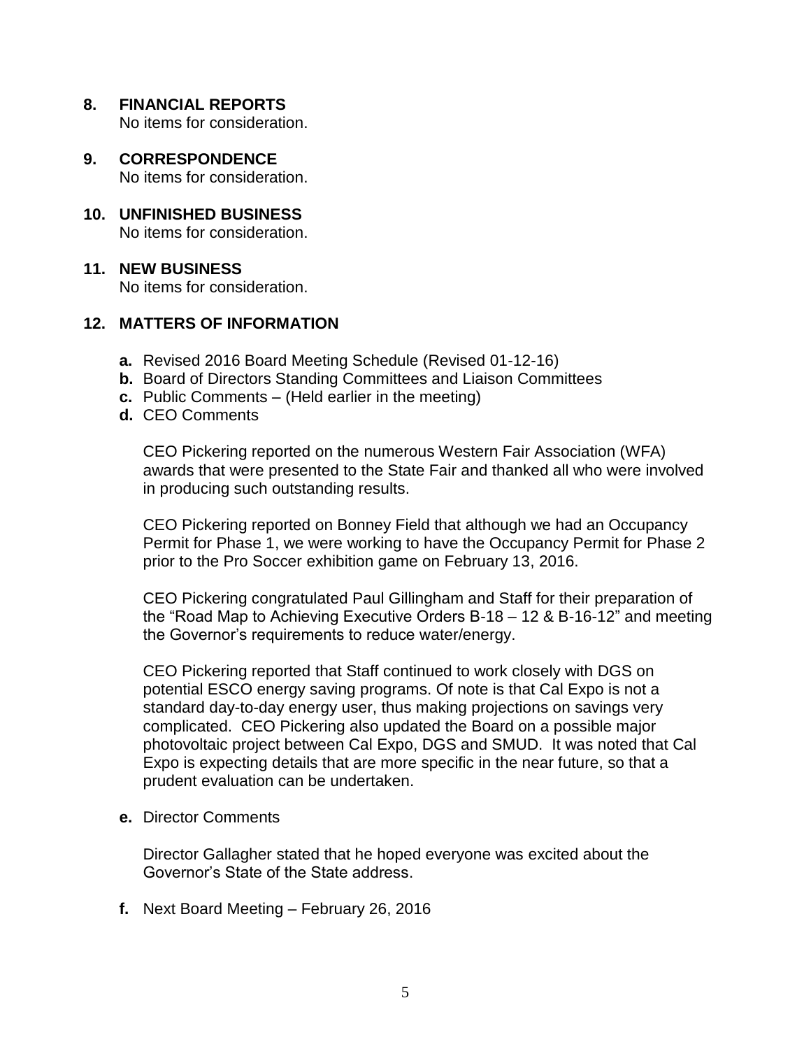## 8. FINANCIAL REPORTS

No items for consideration.

## 9. CORRESPONDENCE

No items for consideration.

## 10. UNFINISHED BUSINESS

No items for consideration.

## 11. NEW BUSINESS

No items for consideration.

## 12. MATTERS OF INFORMATION

**a.** Revised 2016 Board Meeting Schedule (Revised 01-12-16)
**b.** Board of Directors Standing Committees and Liaison Committees
**c.** Public Comments – (Held earlier in the meeting)
**d.** CEO Comments

CEO Pickering reported on the numerous Western Fair Association (WFA) awards that were presented to the State Fair and thanked all who were involved in producing such outstanding results.

CEO Pickering reported on Bonney Field that although we had an Occupancy Permit for Phase 1, we were working to have the Occupancy Permit for Phase 2 prior to the Pro Soccer exhibition game on February 13, 2016.

CEO Pickering congratulated Paul Gillingham and Staff for their preparation of the "Road Map to Achieving Executive Orders B-18 – 12 & B-16-12" and meeting the Governor's requirements to reduce water/energy.

CEO Pickering reported that Staff continued to work closely with DGS on potential ESCO energy saving programs. Of note is that Cal Expo is not a standard day-to-day energy user, thus making projections on savings very complicated. CEO Pickering also updated the Board on a possible major photovoltaic project between Cal Expo, DGS and SMUD. It was noted that Cal Expo is expecting details that are more specific in the near future, so that a prudent evaluation can be undertaken.

**e.** Director Comments

Director Gallagher stated that he hoped everyone was excited about the Governor's State of the State address.

**f.** Next Board Meeting – February 26, 2016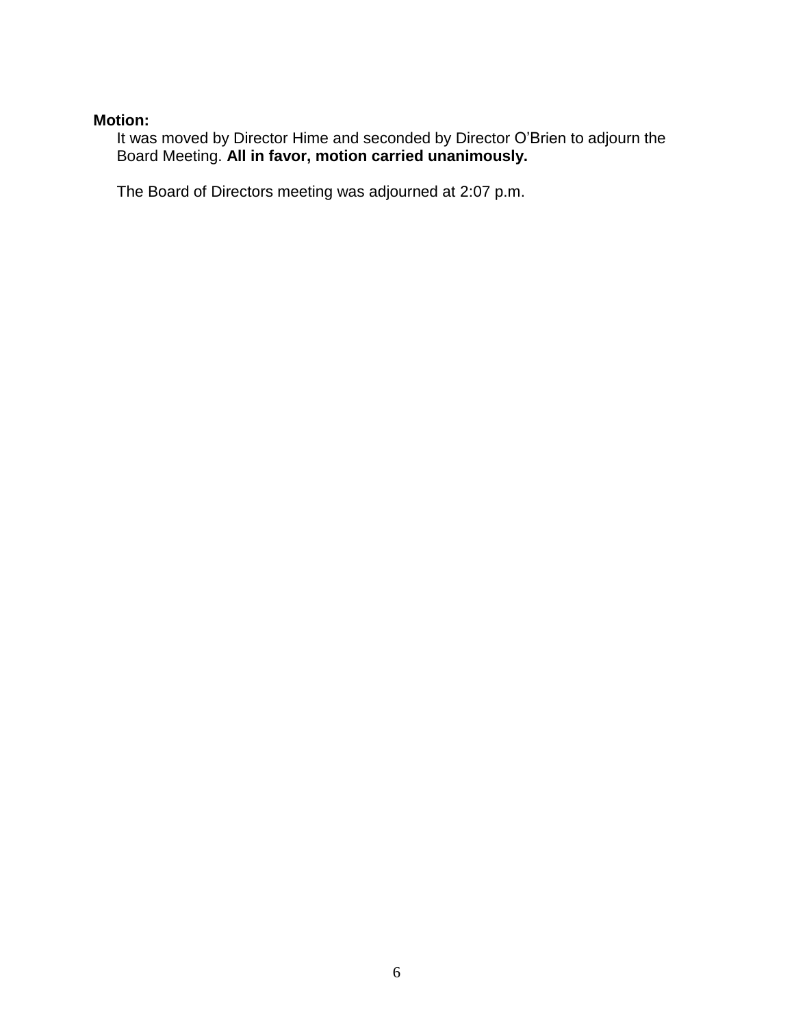**Motion:**

It was moved by Director Hime and seconded by Director O'Brien to adjourn the Board Meeting. **All in favor, motion carried unanimously.**

The Board of Directors meeting was adjourned at 2:07 p.m.